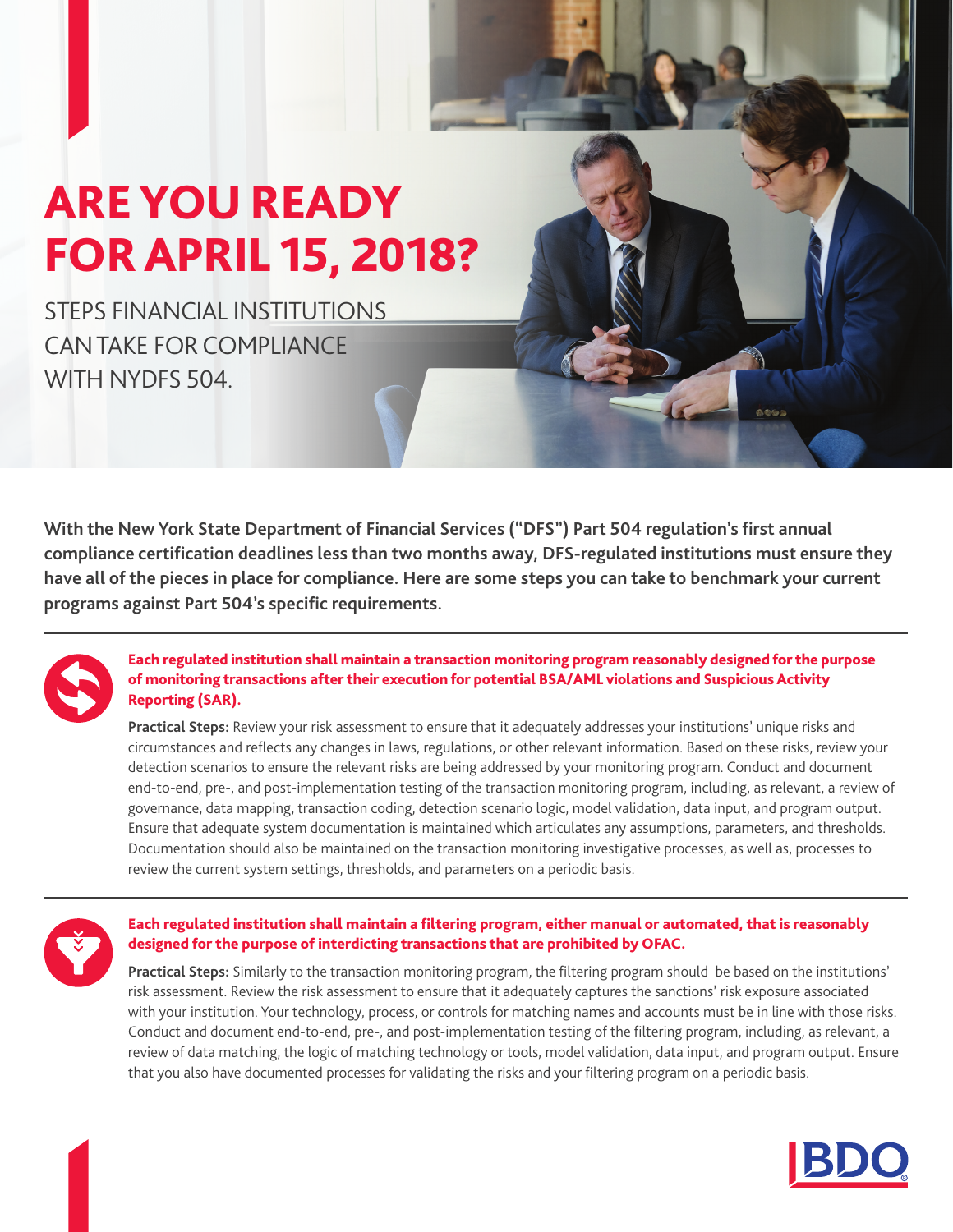# ARE YOU READY FOR APRIL 15, 2018?

## STEPS FINANCIAL INSTITUTIONS CAN TAKE FOR COMPLIANCE WITH NYDFS 504.

**With the New York State Department of Financial Services ("DFS") Part 504 regulation's first annual compliance certification deadlines less than two months away, DFS-regulated institutions must ensure they have all of the pieces in place for compliance. Here are some steps you can take to benchmark your current programs against Part 504's specific requirements.**

---

**Each regulated institution shall maintain a transaction monitoring program reasonably designed for the purpose of monitoring transactions after their execution for potential BSA/AML violations and Suspicious Activity Reporting (SAR).**

**Practical Steps:** Review your risk assessment to ensure that it adequately addresses your institutions' unique risks and circumstances and reflects any changes in laws, regulations, or other relevant information. Based on these risks, review your detection scenarios to ensure the relevant risks are being addressed by your monitoring program. Conduct and document end-to-end, pre-, and post-implementation testing of the transaction monitoring program, including, as relevant, a review of governance, data mapping, transaction coding, detection scenario logic, model validation, data input, and program output. Ensure that adequate system documentation is maintained which articulates any assumptions, parameters, and thresholds. Documentation should also be maintained on the transaction monitoring investigative processes, as well as, processes to review the current system settings, thresholds, and parameters on a periodic basis.

---

**Each regulated institution shall maintain a filtering program, either manual or automated, that is reasonably designed for the purpose of interdicting transactions that are prohibited by OFAC.**

**Practical Steps:** Similarly to the transaction monitoring program, the filtering program should be based on the institutions' risk assessment. Review the risk assessment to ensure that it adequately captures the sanctions' risk exposure associated with your institution. Your technology, process, or controls for matching names and accounts must be in line with those risks. Conduct and document end-to-end, pre-, and post-implementation testing of the filtering program, including, as relevant, a review of data matching, the logic of matching technology or tools, model validation, data input, and program output. Ensure that you also have documented processes for validating the risks and your filtering program on a periodic basis.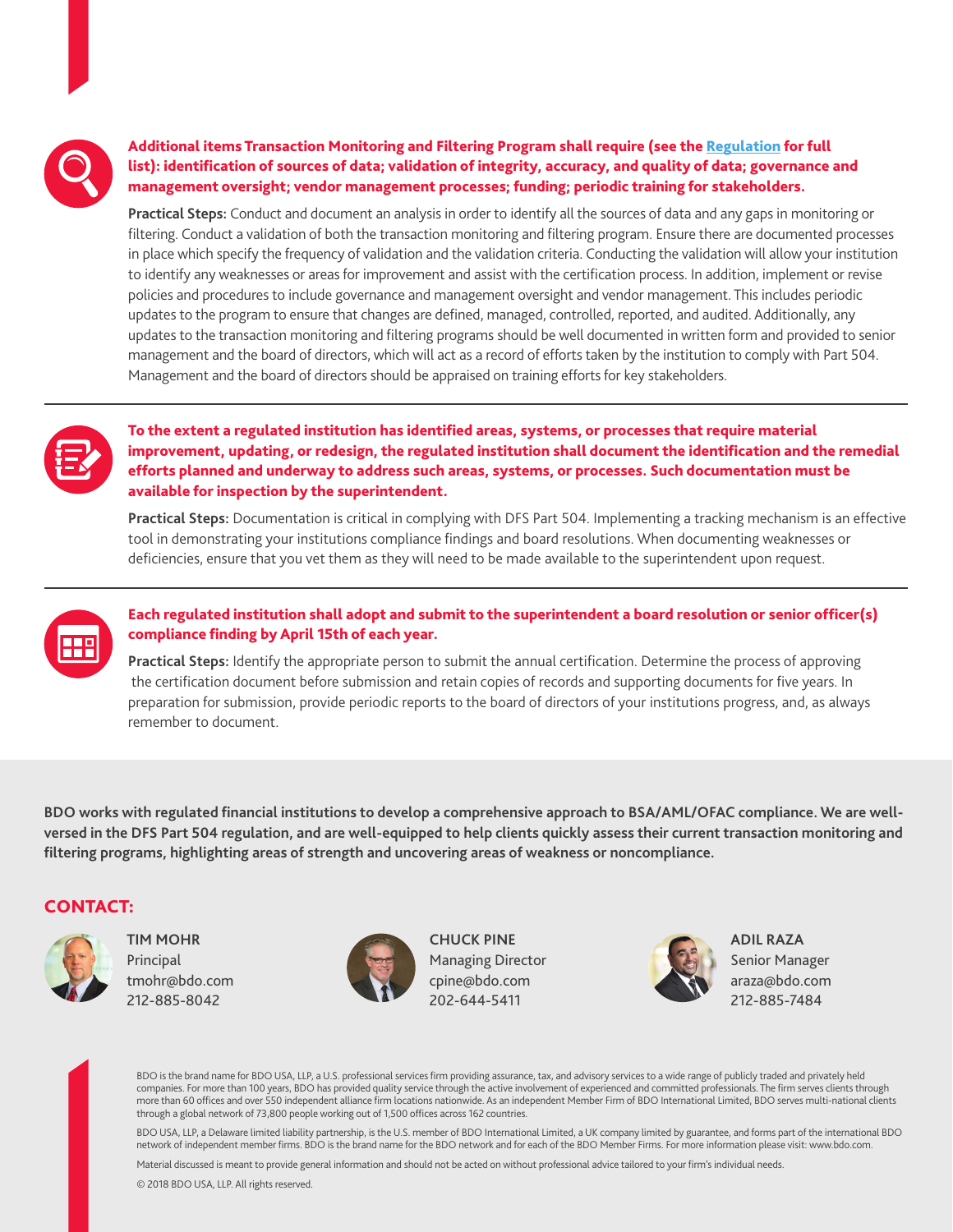**Additional items Transaction Monitoring and Filtering Program shall require (see the Regulation for full list): identification of sources of data; validation of integrity, accuracy, and quality of data; governance and management oversight; vendor management processes; funding; periodic training for stakeholders.**

**Practical Steps:** Conduct and document an analysis in order to identify all the sources of data and any gaps in monitoring or filtering. Conduct a validation of both the transaction monitoring and filtering program. Ensure there are documented processes in place which specify the frequency of validation and the validation criteria. Conducting the validation will allow your institution to identify any weaknesses or areas for improvement and assist with the certification process. In addition, implement or revise policies and procedures to include governance and management oversight and vendor management. This includes periodic updates to the program to ensure that changes are defined, managed, controlled, reported, and audited. Additionally, any updates to the transaction monitoring and filtering programs should be well documented in written form and provided to senior management and the board of directors, which will act as a record of efforts taken by the institution to comply with Part 504. Management and the board of directors should be appraised on training efforts for key stakeholders.

---

**To the extent a regulated institution has identified areas, systems, or processes that require material improvement, updating, or redesign, the regulated institution shall document the identification and the remedial efforts planned and underway to address such areas, systems, or processes. Such documentation must be available for inspection by the superintendent.**

**Practical Steps:** Documentation is critical in complying with DFS Part 504. Implementing a tracking mechanism is an effective tool in demonstrating your institutions compliance findings and board resolutions. When documenting weaknesses or deficiencies, ensure that you vet them as they will need to be made available to the superintendent upon request.

---

**Each regulated institution shall adopt and submit to the superintendent a board resolution or senior officer(s) compliance finding by April 15th of each year.**

**Practical Steps:** Identify the appropriate person to submit the annual certification. Determine the process of approving the certification document before submission and retain copies of records and supporting documents for five years. In preparation for submission, provide periodic reports to the board of directors of your institutions progress, and, as always remember to document.

**BDO works with regulated financial institutions to develop a comprehensive approach to BSA/AML/OFAC compliance. We are well-versed in the DFS Part 504 regulation, and are well-equipped to help clients quickly assess their current transaction monitoring and filtering programs, highlighting areas of strength and uncovering areas of weakness or noncompliance.**

## CONTACT:

**TIM MOHR**
Principal
tmohr@bdo.com
212-885-8042

**CHUCK PINE**
Managing Director
cpine@bdo.com
202-644-5411

**ADIL RAZA**
Senior Manager
araza@bdo.com
212-885-7484

BDO is the brand name for BDO USA, LLP, a U.S. professional services firm providing assurance, tax, and advisory services to a wide range of publicly traded and privately held companies. For more than 100 years, BDO has provided quality service through the active involvement of experienced and committed professionals. The firm serves clients through more than 60 offices and over 550 independent alliance firm locations nationwide. As an independent Member Firm of BDO International Limited, BDO serves multi-national clients through a global network of 73,800 people working out of 1,500 offices across 162 countries.

BDO USA, LLP, a Delaware limited liability partnership, is the U.S. member of BDO International Limited, a UK company limited by guarantee, and forms part of the international BDO network of independent member firms. BDO is the brand name for the BDO network and for each of the BDO Member Firms. For more information please visit: www.bdo.com.

Material discussed is meant to provide general information and should not be acted on without professional advice tailored to your firm's individual needs.

© 2018 BDO USA, LLP. All rights reserved.